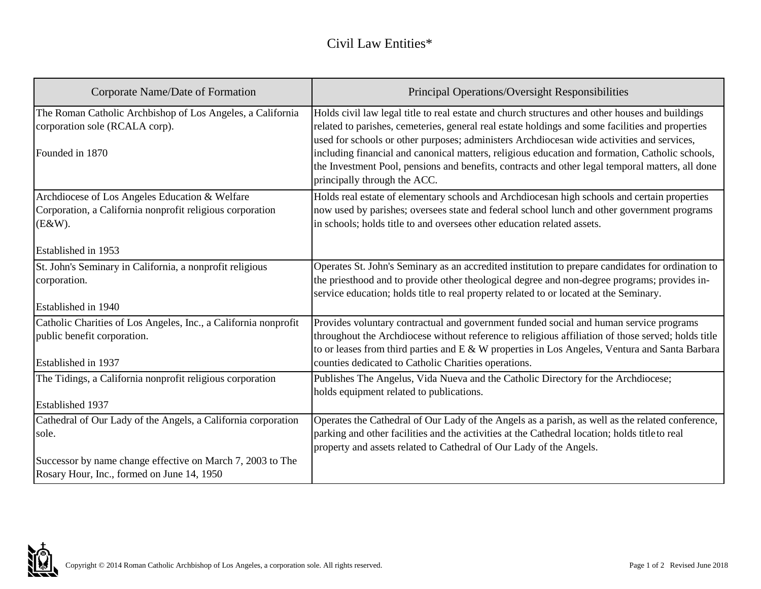# Civil Law Entities*

| Corporate Name/Date of Formation | Principal Operations/Oversight Responsibilities |
| --- | --- |
| The Roman Catholic Archbishop of Los Angeles, a California corporation sole (RCALA corp).<br><br>Founded in 1870 | Holds civil law legal title to real estate and church structures and other houses and buildings related to parishes, cemeteries, general real estate holdings and some facilities and properties used for schools or other purposes; administers Archdiocesan wide activities and services, including financial and canonical matters, religious education and formation, Catholic schools, the Investment Pool, pensions and benefits, contracts and other legal temporal matters, all done principally through the ACC. |
| Archdiocese of Los Angeles Education & Welfare Corporation, a California nonprofit religious corporation (E&W).<br><br>Established in 1953 | Holds real estate of elementary schools and Archdiocesan high schools and certain properties now used by parishes; oversees state and federal school lunch and other government programs in schools; holds title to and oversees other education related assets. |
| St. John's Seminary in California, a nonprofit religious corporation.<br><br>Established in 1940 | Operates St. John's Seminary as an accredited institution to prepare candidates for ordination to the priesthood and to provide other theological degree and non-degree programs; provides in-service education; holds title to real property related to or located at the Seminary. |
| Catholic Charities of Los Angeles, Inc., a California nonprofit public benefit corporation.<br><br>Established in 1937 | Provides voluntary contractual and government funded social and human service programs throughout the Archdiocese without reference to religious affiliation of those served; holds title to or leases from third parties and E & W properties in Los Angeles, Ventura and Santa Barbara counties dedicated to Catholic Charities operations. |
| The Tidings, a California nonprofit religious corporation<br><br>Established 1937 | Publishes The Angelus, Vida Nueva and the Catholic Directory for the Archdiocese; holds equipment related to publications. |
| Cathedral of Our Lady of the Angels, a California corporation sole.<br><br>Successor by name change effective on March 7, 2003 to The Rosary Hour, Inc., formed on June 14, 1950 | Operates the Cathedral of Our Lady of the Angels as a parish, as well as the related conference, parking and other facilities and the activities at the Cathedral location; holds title to real property and assets related to Cathedral of Our Lady of the Angels. |

Copyright © 2014 Roman Catholic Archbishop of Los Angeles, a corporation sole. All rights reserved.

Revised June 2018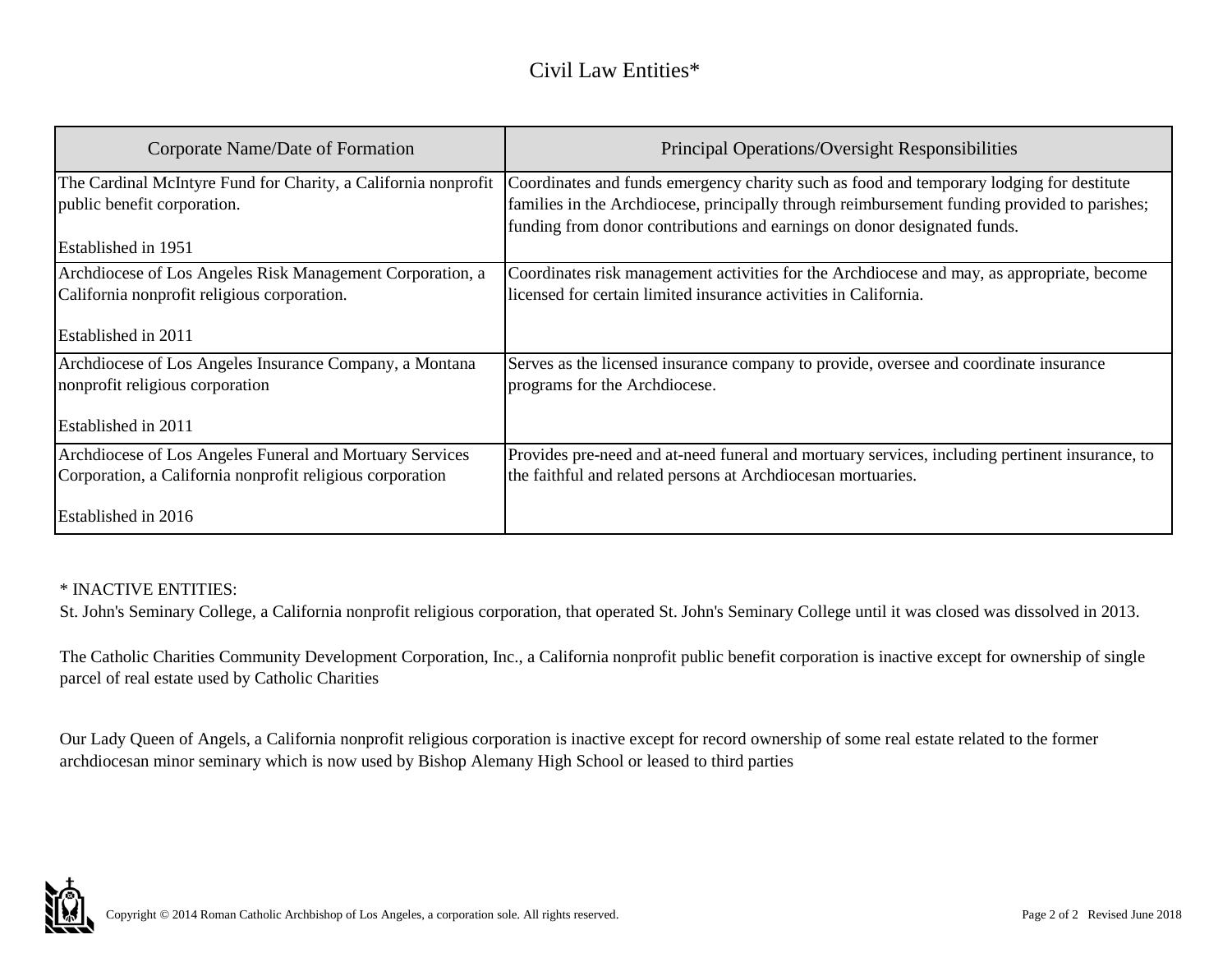# Civil Law Entities*

| Corporate Name/Date of Formation | Principal Operations/Oversight Responsibilities |
|---|---|
| The Cardinal McIntyre Fund for Charity, a California nonprofit public benefit corporation.<br><br>Established in 1951 | Coordinates and funds emergency charity such as food and temporary lodging for destitute families in the Archdiocese, principally through reimbursement funding provided to parishes; funding from donor contributions and earnings on donor designated funds. |
| Archdiocese of Los Angeles Risk Management Corporation, a California nonprofit religious corporation.<br><br>Established in 2011 | Coordinates risk management activities for the Archdiocese and may, as appropriate, become licensed for certain limited insurance activities in California. |
| Archdiocese of Los Angeles Insurance Company, a Montana nonprofit religious corporation<br><br>Established in 2011 | Serves as the licensed insurance company to provide, oversee and coordinate insurance programs for the Archdiocese. |
| Archdiocese of Los Angeles Funeral and Mortuary Services Corporation, a California nonprofit religious corporation<br><br>Established in 2016 | Provides pre-need and at-need funeral and mortuary services, including pertinent insurance, to the faithful and related persons at Archdiocesan mortuaries. |

\* INACTIVE ENTITIES:

St. John's Seminary College, a California nonprofit religious corporation, that operated St. John's Seminary College until it was closed was dissolved in 2013.

The Catholic Charities Community Development Corporation, Inc., a California nonprofit public benefit corporation is inactive except for ownership of single parcel of real estate used by Catholic Charities

Our Lady Queen of Angels, a California nonprofit religious corporation is inactive except for record ownership of some real estate related to the former archdiocesan minor seminary which is now used by Bishop Alemany High School or leased to third parties

Copyright © 2014 Roman Catholic Archbishop of Los Angeles, a corporation sole. All rights reserved. Revised June 2018